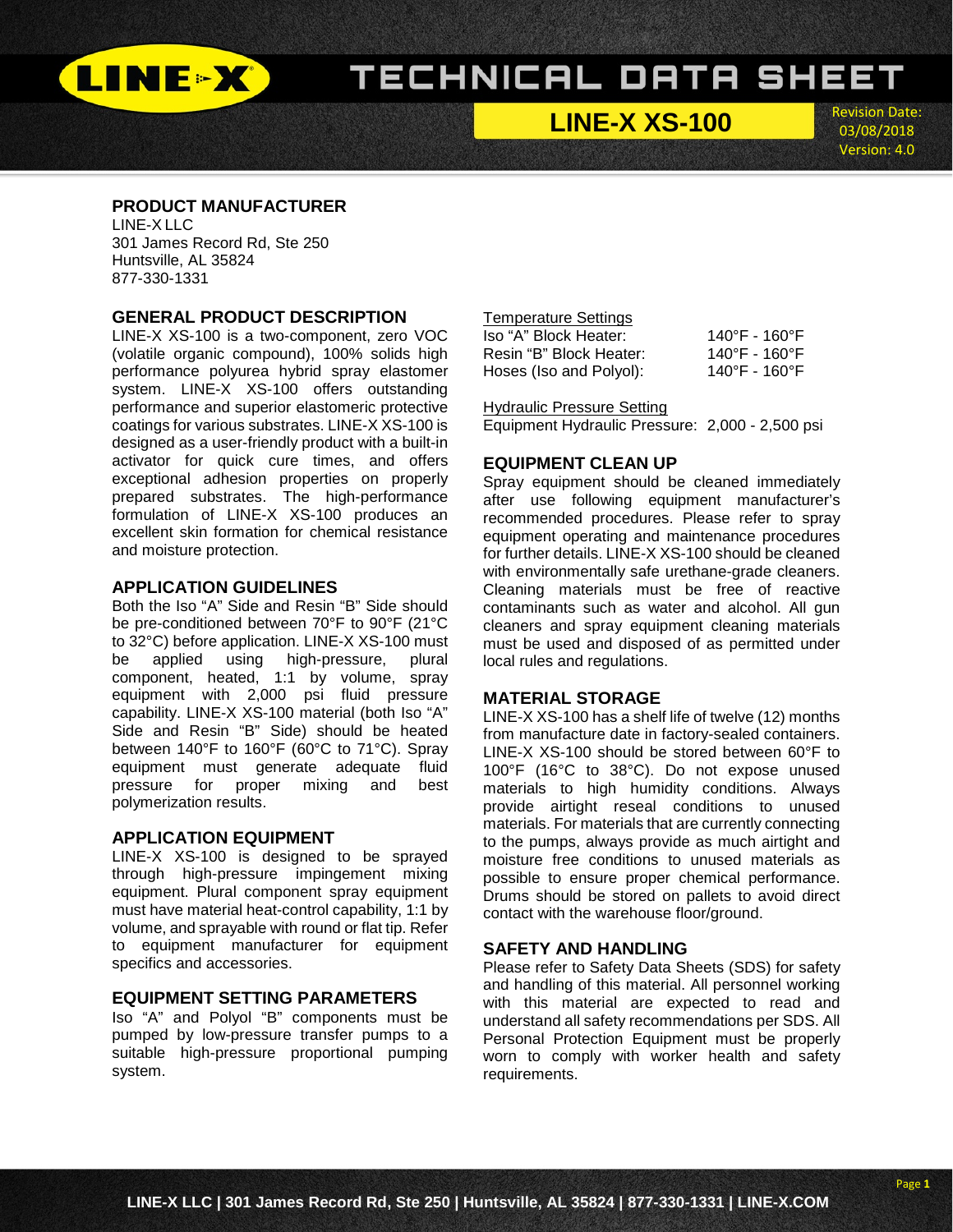# TECHNICAL DATA SHEET

## LINE-X XS-100

Revision Date: 03/08/2018
Version: 4.0

### PRODUCT MANUFACTURER

LINE-X LLC
301 James Record Rd, Ste 250
Huntsville, AL 35824
877-330-1331

### GENERAL PRODUCT DESCRIPTION

LINE-X XS-100 is a two-component, zero VOC (volatile organic compound), 100% solids high performance polyurea hybrid spray elastomer system. LINE-X XS-100 offers outstanding performance and superior elastomeric protective coatings for various substrates. LINE-X XS-100 is designed as a user-friendly product with a built-in activator for quick cure times, and offers exceptional adhesion properties on properly prepared substrates. The high-performance formulation of LINE-X XS-100 produces an excellent skin formation for chemical resistance and moisture protection.

### APPLICATION GUIDELINES

Both the Iso "A" Side and Resin "B" Side should be pre-conditioned between 70°F to 90°F (21°C to 32°C) before application. LINE-X XS-100 must be applied using high-pressure, plural component, heated, 1:1 by volume, spray equipment with 2,000 psi fluid pressure capability. LINE-X XS-100 material (both Iso "A" Side and Resin "B" Side) should be heated between 140°F to 160°F (60°C to 71°C). Spray equipment must generate adequate fluid pressure for proper mixing and best polymerization results.

### APPLICATION EQUIPMENT

LINE-X XS-100 is designed to be sprayed through high-pressure impingement mixing equipment. Plural component spray equipment must have material heat-control capability, 1:1 by volume, and sprayable with round or flat tip. Refer to equipment manufacturer for equipment specifics and accessories.

### EQUIPMENT SETTING PARAMETERS

Iso "A" and Polyol "B" components must be pumped by low-pressure transfer pumps to a suitable high-pressure proportional pumping system.

Temperature Settings

| | |
|---|---|
| Iso "A" Block Heater: | 140°F - 160°F |
| Resin "B" Block Heater: | 140°F - 160°F |
| Hoses (Iso and Polyol): | 140°F - 160°F |

Hydraulic Pressure Setting

Equipment Hydraulic Pressure: 2,000 - 2,500 psi

### EQUIPMENT CLEAN UP

Spray equipment should be cleaned immediately after use following equipment manufacturer's recommended procedures. Please refer to spray equipment operating and maintenance procedures for further details. LINE-X XS-100 should be cleaned with environmentally safe urethane-grade cleaners. Cleaning materials must be free of reactive contaminants such as water and alcohol. All gun cleaners and spray equipment cleaning materials must be used and disposed of as permitted under local rules and regulations.

### MATERIAL STORAGE

LINE-X XS-100 has a shelf life of twelve (12) months from manufacture date in factory-sealed containers. LINE-X XS-100 should be stored between 60°F to 100°F (16°C to 38°C). Do not expose unused materials to high humidity conditions. Always provide airtight reseal conditions to unused materials. For materials that are currently connecting to the pumps, always provide as much airtight and moisture free conditions to unused materials as possible to ensure proper chemical performance. Drums should be stored on pallets to avoid direct contact with the warehouse floor/ground.

### SAFETY AND HANDLING

Please refer to Safety Data Sheets (SDS) for safety and handling of this material. All personnel working with this material are expected to read and understand all safety recommendations per SDS. All Personal Protection Equipment must be properly worn to comply with worker health and safety requirements.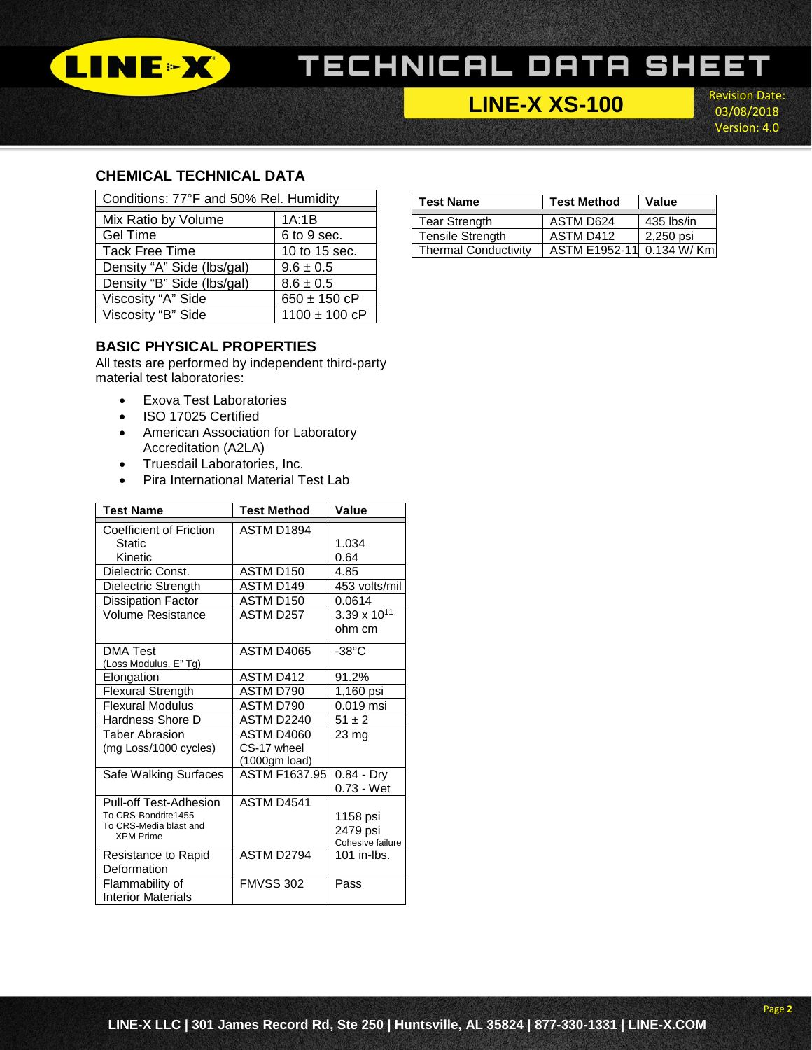# TECHNICAL DATA SHEET

## LINE-X XS-100

Revision Date: 03/08/2018
Version: 4.0

### CHEMICAL TECHNICAL DATA

| Conditions: 77°F and 50% Rel. Humidity | |
|---|---|
| Mix Ratio by Volume | 1A:1B |
| Gel Time | 6 to 9 sec. |
| Tack Free Time | 10 to 15 sec. |
| Density "A" Side (lbs/gal) | 9.6 ± 0.5 |
| Density "B" Side (lbs/gal) | 8.6 ± 0.5 |
| Viscosity "A" Side | 650 ± 150 cP |
| Viscosity "B" Side | 1100 ± 100 cP |

| Test Name | Test Method | Value |
|---|---|---|
| Tear Strength | ASTM D624 | 435 lbs/in |
| Tensile Strength | ASTM D412 | 2,250 psi |
| Thermal Conductivity | ASTM E1952-11 | 0.134 W/ Km |

### BASIC PHYSICAL PROPERTIES

All tests are performed by independent third-party material test laboratories:

- Exova Test Laboratories
- ISO 17025 Certified
- American Association for Laboratory Accreditation (A2LA)
- Truesdail Laboratories, Inc.
- Pira International Material Test Lab

| Test Name | Test Method | Value |
|---|---|---|
| Coefficient of Friction<br>Static<br>Kinetic | ASTM D1894 | <br>1.034<br>0.64 |
| Dielectric Const. | ASTM D150 | 4.85 |
| Dielectric Strength | ASTM D149 | 453 volts/mil |
| Dissipation Factor | ASTM D150 | 0.0614 |
| Volume Resistance | ASTM D257 | $3.39 \times 10^{11}$ ohm cm |
| DMA Test (Loss Modulus, E" Tg) | ASTM D4065 | -38°C |
| Elongation | ASTM D412 | 91.2% |
| Flexural Strength | ASTM D790 | 1,160 psi |
| Flexural Modulus | ASTM D790 | 0.019 msi |
| Hardness Shore D | ASTM D2240 | 51 ± 2 |
| Taber Abrasion (mg Loss/1000 cycles) | ASTM D4060 CS-17 wheel (1000gm load) | 23 mg |
| Safe Walking Surfaces | ASTM F1637.95 | 0.84 - Dry<br>0.73 - Wet |
| Pull-off Test-Adhesion<br>To CRS-Bondrite1455<br>To CRS-Media blast and XPM Prime | ASTM D4541 | <br>1158 psi<br>2479 psi Cohesive failure |
| Resistance to Rapid Deformation | ASTM D2794 | 101 in-lbs. |
| Flammability of Interior Materials | FMVSS 302 | Pass |

LINE-X LLC | 301 James Record Rd, Ste 250 | Huntsville, AL 35824 | 877-330-1331 | LINE-X.COM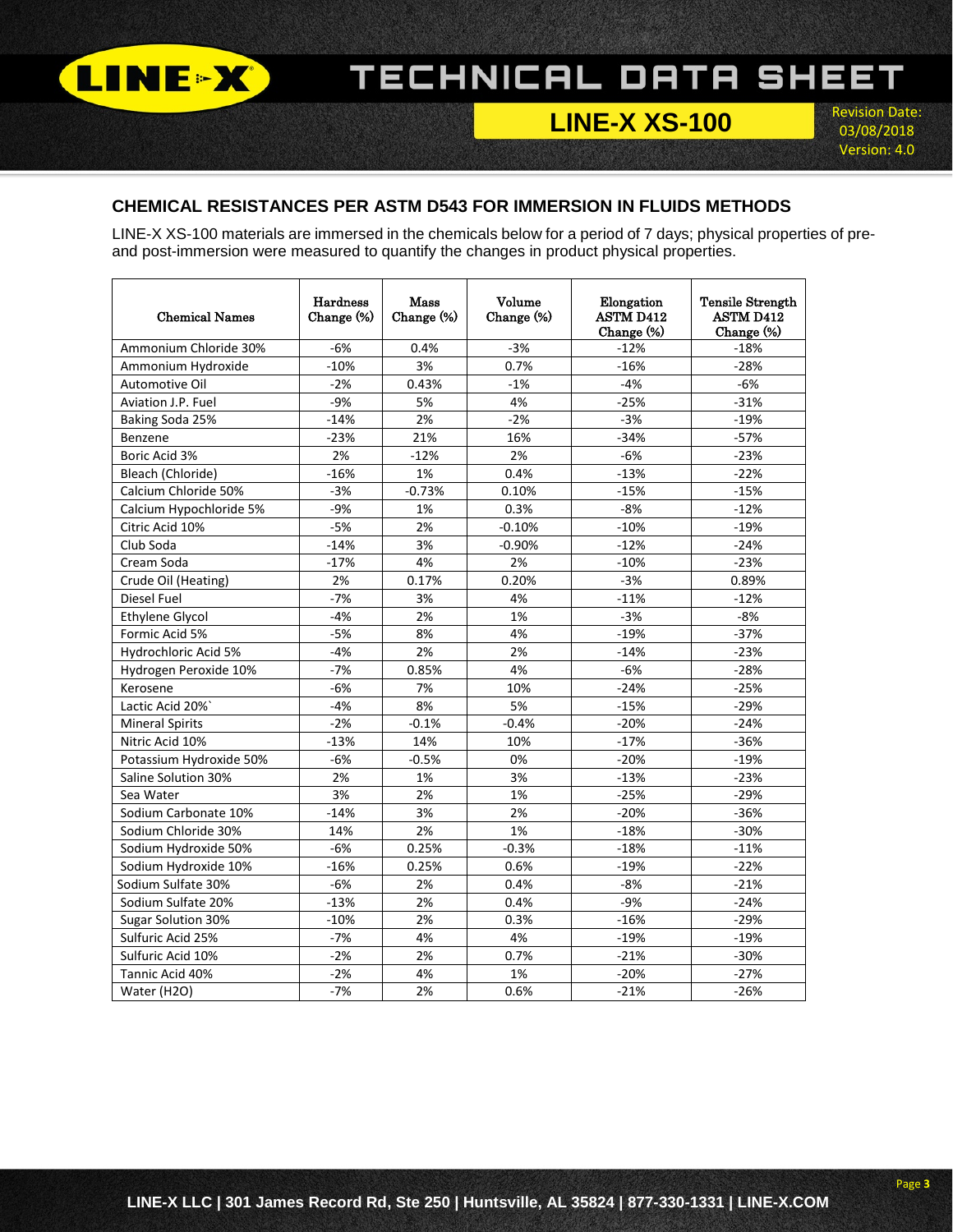## CHEMICAL RESISTANCES PER ASTM D543 FOR IMMERSION IN FLUIDS METHODS

LINE-X XS-100 materials are immersed in the chemicals below for a period of 7 days; physical properties of pre- and post-immersion were measured to quantify the changes in product physical properties.

| Chemical Names | Hardness Change (%) | Mass Change (%) | Volume Change (%) | Elongation ASTM D412 Change (%) | Tensile Strength ASTM D412 Change (%) |
|---|---|---|---|---|---|
| Ammonium Chloride 30% | -6% | 0.4% | -3% | -12% | -18% |
| Ammonium Hydroxide | -10% | 3% | 0.7% | -16% | -28% |
| Automotive Oil | -2% | 0.43% | -1% | -4% | -6% |
| Aviation J.P. Fuel | -9% | 5% | 4% | -25% | -31% |
| Baking Soda 25% | -14% | 2% | -2% | -3% | -19% |
| Benzene | -23% | 21% | 16% | -34% | -57% |
| Boric Acid 3% | 2% | -12% | 2% | -6% | -23% |
| Bleach (Chloride) | -16% | 1% | 0.4% | -13% | -22% |
| Calcium Chloride 50% | -3% | -0.73% | 0.10% | -15% | -15% |
| Calcium Hypochloride 5% | -9% | 1% | 0.3% | -8% | -12% |
| Citric Acid 10% | -5% | 2% | -0.10% | -10% | -19% |
| Club Soda | -14% | 3% | -0.90% | -12% | -24% |
| Cream Soda | -17% | 4% | 2% | -10% | -23% |
| Crude Oil (Heating) | 2% | 0.17% | 0.20% | -3% | 0.89% |
| Diesel Fuel | -7% | 3% | 4% | -11% | -12% |
| Ethylene Glycol | -4% | 2% | 1% | -3% | -8% |
| Formic Acid 5% | -5% | 8% | 4% | -19% | -37% |
| Hydrochloric Acid 5% | -4% | 2% | 2% | -14% | -23% |
| Hydrogen Peroxide 10% | -7% | 0.85% | 4% | -6% | -28% |
| Kerosene | -6% | 7% | 10% | -24% | -25% |
| Lactic Acid 20%` | -4% | 8% | 5% | -15% | -29% |
| Mineral Spirits | -2% | -0.1% | -0.4% | -20% | -24% |
| Nitric Acid 10% | -13% | 14% | 10% | -17% | -36% |
| Potassium Hydroxide 50% | -6% | -0.5% | 0% | -20% | -19% |
| Saline Solution 30% | 2% | 1% | 3% | -13% | -23% |
| Sea Water | 3% | 2% | 1% | -25% | -29% |
| Sodium Carbonate 10% | -14% | 3% | 2% | -20% | -36% |
| Sodium Chloride 30% | 14% | 2% | 1% | -18% | -30% |
| Sodium Hydroxide 50% | -6% | 0.25% | -0.3% | -18% | -11% |
| Sodium Hydroxide 10% | -16% | 0.25% | 0.6% | -19% | -22% |
| Sodium Sulfate 30% | -6% | 2% | 0.4% | -8% | -21% |
| Sodium Sulfate 20% | -13% | 2% | 0.4% | -9% | -24% |
| Sugar Solution 30% | -10% | 2% | 0.3% | -16% | -29% |
| Sulfuric Acid 25% | -7% | 4% | 4% | -19% | -19% |
| Sulfuric Acid 10% | -2% | 2% | 0.7% | -21% | -30% |
| Tannic Acid 40% | -2% | 4% | 1% | -20% | -27% |
| Water ($H_2O$) | -7% | 2% | 0.6% | -21% | -26% |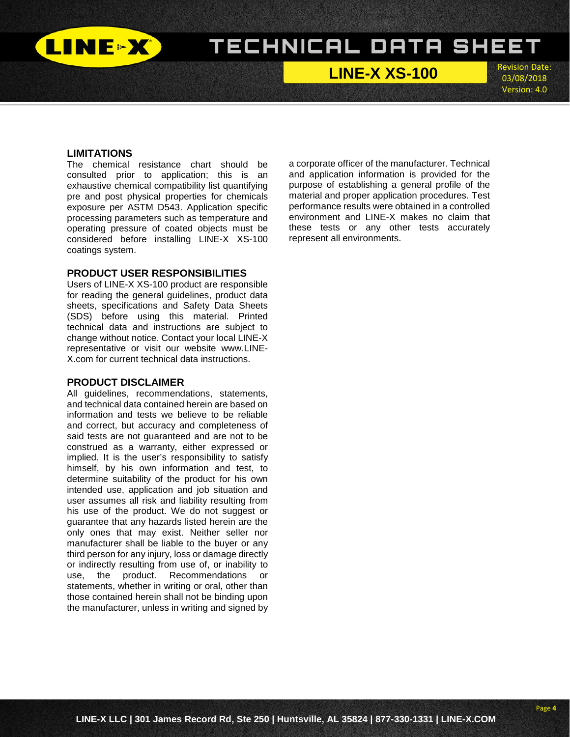## LIMITATIONS

The chemical resistance chart should be consulted prior to application; this is an exhaustive chemical compatibility list quantifying pre and post physical properties for chemicals exposure per ASTM D543. Application specific processing parameters such as temperature and operating pressure of coated objects must be considered before installing LINE-X XS-100 coatings system.

## PRODUCT USER RESPONSIBILITIES

Users of LINE-X XS-100 product are responsible for reading the general guidelines, product data sheets, specifications and Safety Data Sheets (SDS) before using this material. Printed technical data and instructions are subject to change without notice. Contact your local LINE-X representative or visit our website www.LINE-X.com for current technical data instructions.

## PRODUCT DISCLAIMER

All guidelines, recommendations, statements, and technical data contained herein are based on information and tests we believe to be reliable and correct, but accuracy and completeness of said tests are not guaranteed and are not to be construed as a warranty, either expressed or implied. It is the user's responsibility to satisfy himself, by his own information and test, to determine suitability of the product for his own intended use, application and job situation and user assumes all risk and liability resulting from his use of the product. We do not suggest or guarantee that any hazards listed herein are the only ones that may exist. Neither seller nor manufacturer shall be liable to the buyer or any third person for any injury, loss or damage directly or indirectly resulting from use of, or inability to use, the product. Recommendations or statements, whether in writing or oral, other than those contained herein shall not be binding upon the manufacturer, unless in writing and signed by a corporate officer of the manufacturer. Technical and application information is provided for the purpose of establishing a general profile of the material and proper application procedures. Test performance results were obtained in a controlled environment and LINE-X makes no claim that these tests or any other tests accurately represent all environments.